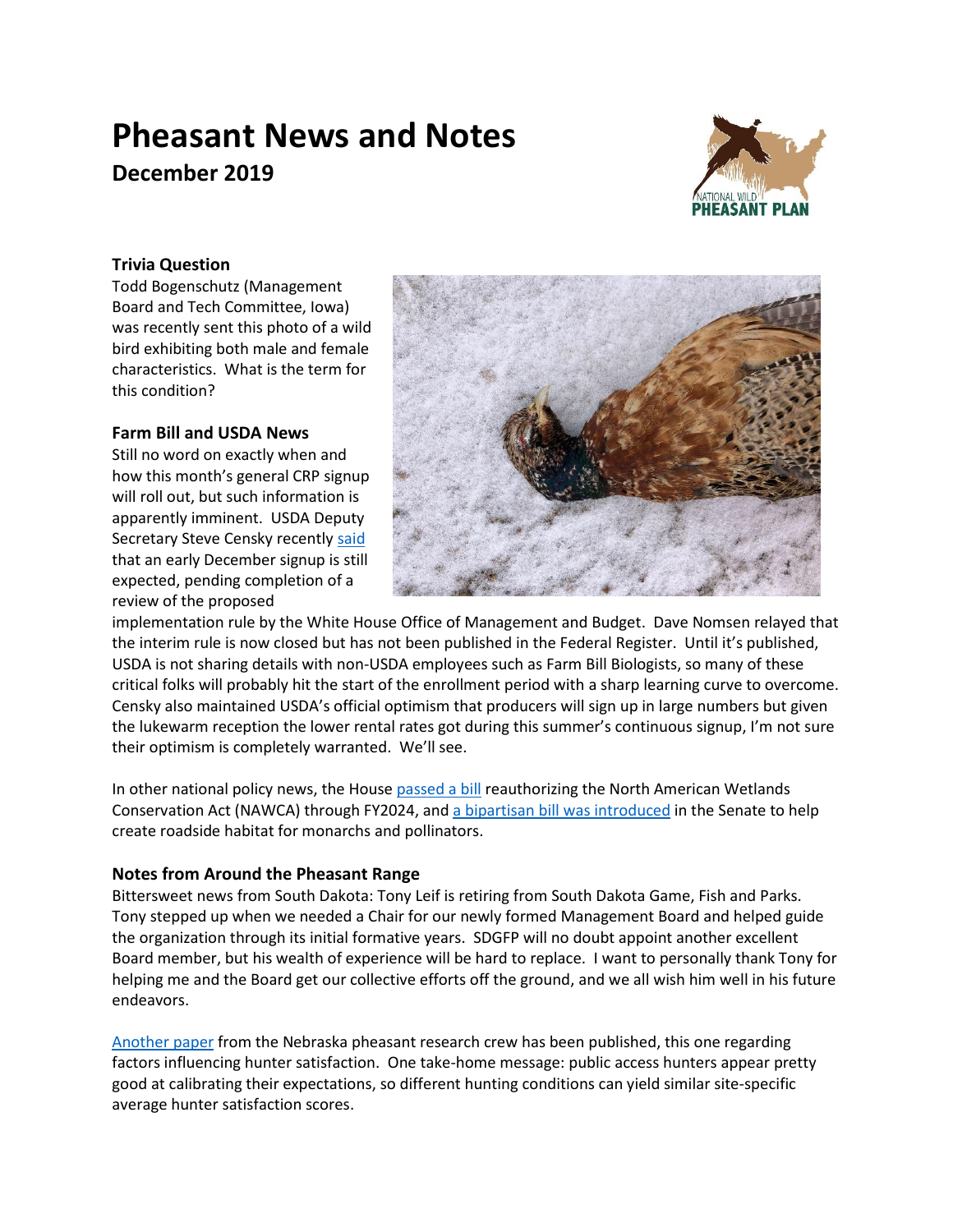# Pheasant News and Notes

## December 2019

### Trivia Question

Todd Bogenschutz (Management Board and Tech Committee, Iowa) was recently sent this photo of a wild bird exhibiting both male and female characteristics. What is the term for this condition?

### Farm Bill and USDA News

Still no word on exactly when and how this month's general CRP signup will roll out, but such information is apparently imminent. USDA Deputy Secretary Steve Censky recently said that an early December signup is still expected, pending completion of a review of the proposed implementation rule by the White House Office of Management and Budget. Dave Nomsen relayed that the interim rule is now closed but has not been published in the Federal Register. Until it's published, USDA is not sharing details with non-USDA employees such as Farm Bill Biologists, so many of these critical folks will probably hit the start of the enrollment period with a sharp learning curve to overcome. Censky also maintained USDA's official optimism that producers will sign up in large numbers but given the lukewarm reception the lower rental rates got during this summer's continuous signup, I'm not sure their optimism is completely warranted. We'll see.

In other national policy news, the House passed a bill reauthorizing the North American Wetlands Conservation Act (NAWCA) through FY2024, and a bipartisan bill was introduced in the Senate to help create roadside habitat for monarchs and pollinators.

### Notes from Around the Pheasant Range

Bittersweet news from South Dakota: Tony Leif is retiring from South Dakota Game, Fish and Parks. Tony stepped up when we needed a Chair for our newly formed Management Board and helped guide the organization through its initial formative years. SDGFP will no doubt appoint another excellent Board member, but his wealth of experience will be hard to replace. I want to personally thank Tony for helping me and the Board get our collective efforts off the ground, and we all wish him well in his future endeavors.

Another paper from the Nebraska pheasant research crew has been published, this one regarding factors influencing hunter satisfaction. One take-home message: public access hunters appear pretty good at calibrating their expectations, so different hunting conditions can yield similar site-specific average hunter satisfaction scores.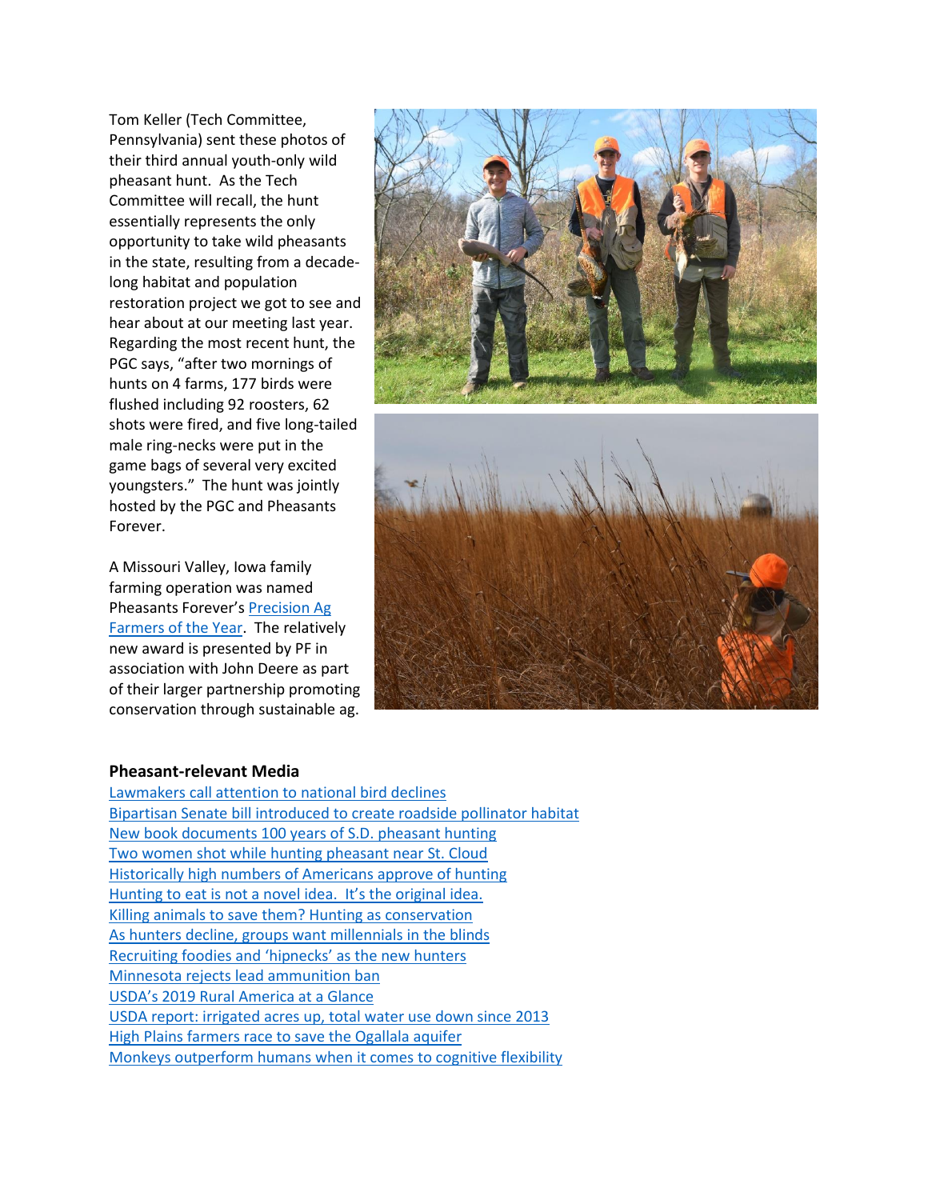Tom Keller (Tech Committee, Pennsylvania) sent these photos of their third annual youth-only wild pheasant hunt. As the Tech Committee will recall, the hunt essentially represents the only opportunity to take wild pheasants in the state, resulting from a decade-long habitat and population restoration project we got to see and hear about at our meeting last year. Regarding the most recent hunt, the PGC says, "after two mornings of hunts on 4 farms, 177 birds were flushed including 92 roosters, 62 shots were fired, and five long-tailed male ring-necks were put in the game bags of several very excited youngsters." The hunt was jointly hosted by the PGC and Pheasants Forever.

A Missouri Valley, Iowa family farming operation was named Pheasants Forever's Precision Ag Farmers of the Year. The relatively new award is presented by PF in association with John Deere as part of their larger partnership promoting conservation through sustainable ag.

**Pheasant-relevant Media**

Lawmakers call attention to national bird declines
Bipartisan Senate bill introduced to create roadside pollinator habitat
New book documents 100 years of S.D. pheasant hunting
Two women shot while hunting pheasant near St. Cloud
Historically high numbers of Americans approve of hunting
Hunting to eat is not a novel idea. It's the original idea.
Killing animals to save them? Hunting as conservation
As hunters decline, groups want millennials in the blinds
Recruiting foodies and 'hipnecks' as the new hunters
Minnesota rejects lead ammunition ban
USDA's 2019 Rural America at a Glance
USDA report: irrigated acres up, total water use down since 2013
High Plains farmers race to save the Ogallala aquifer
Monkeys outperform humans when it comes to cognitive flexibility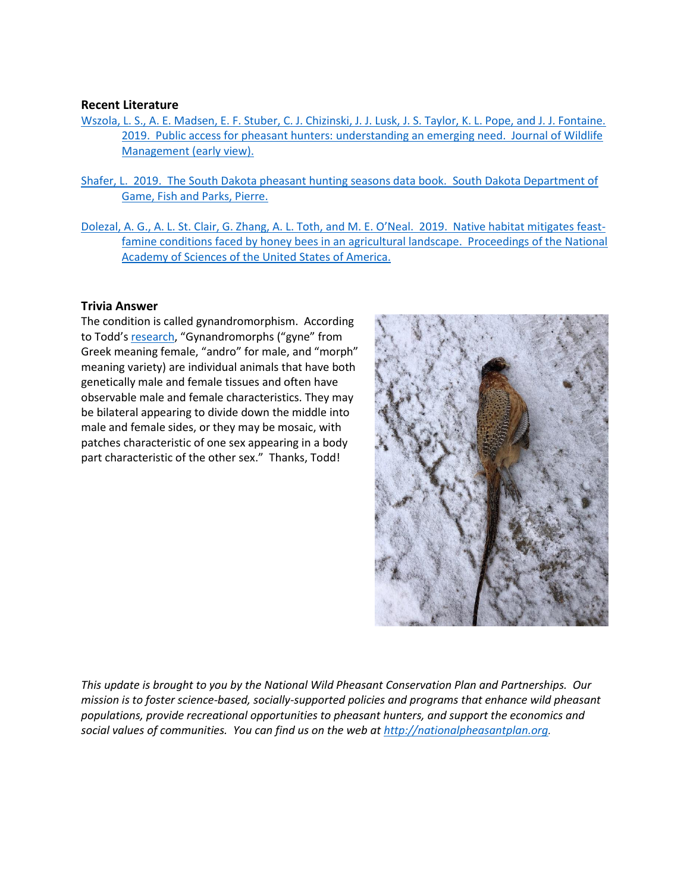**Recent Literature**

Wszola, L. S., A. E. Madsen, E. F. Stuber, C. J. Chizinski, J. J. Lusk, J. S. Taylor, K. L. Pope, and J. J. Fontaine. 2019. Public access for pheasant hunters: understanding an emerging need. Journal of Wildlife Management (early view).

Shafer, L. 2019. The South Dakota pheasant hunting seasons data book. South Dakota Department of Game, Fish and Parks, Pierre.

Dolezal, A. G., A. L. St. Clair, G. Zhang, A. L. Toth, and M. E. O'Neal. 2019. Native habitat mitigates feast-famine conditions faced by honey bees in an agricultural landscape. Proceedings of the National Academy of Sciences of the United States of America.

**Trivia Answer**

The condition is called gynandromorphism. According to Todd's research, "Gynandromorphs ("gyne" from Greek meaning female, "andro" for male, and "morph" meaning variety) are individual animals that have both genetically male and female tissues and often have observable male and female characteristics. They may be bilateral appearing to divide down the middle into male and female sides, or they may be mosaic, with patches characteristic of one sex appearing in a body part characteristic of the other sex." Thanks, Todd!

*This update is brought to you by the National Wild Pheasant Conservation Plan and Partnerships. Our mission is to foster science-based, socially-supported policies and programs that enhance wild pheasant populations, provide recreational opportunities to pheasant hunters, and support the economics and social values of communities. You can find us on the web at http://nationalpheasantplan.org.*